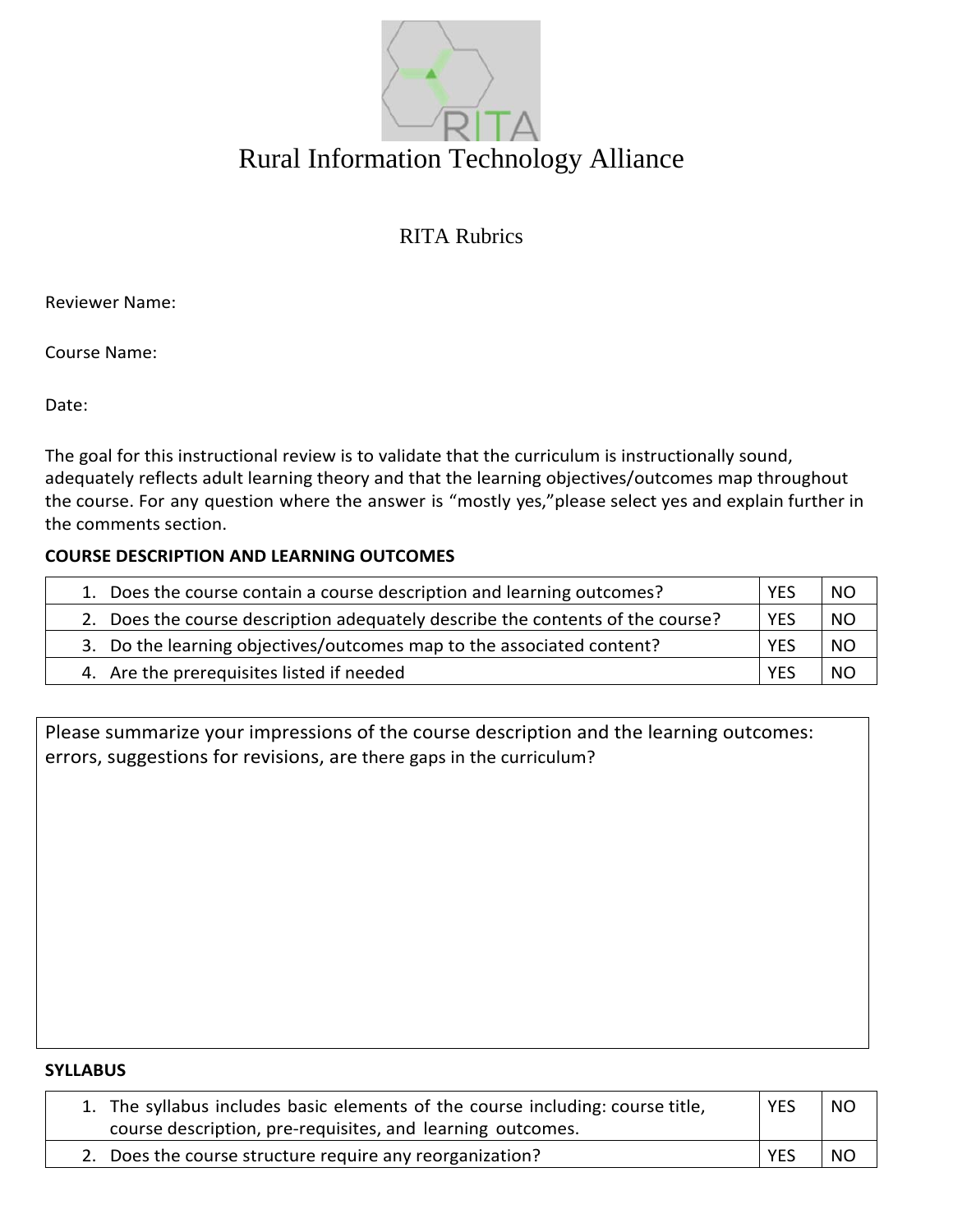# Rural Information Technology Alliance

## RITA Rubrics

Reviewer Name:

Course Name:

Date:

The goal for this instructional review is to validate that the curriculum is instructionally sound, adequately reflects adult learning theory and that the learning objectives/outcomes map throughout the course. For any question where the answer is "mostly yes,"please select yes and explain further in the comments section.

**COURSE DESCRIPTION AND LEARNING OUTCOMES**

| Question | | |
|---|---|---|
| 1. Does the course contain a course description and learning outcomes? | YES | NO |
| 2. Does the course description adequately describe the contents of the course? | YES | NO |
| 3. Do the learning objectives/outcomes map to the associated content? | YES | NO |
| 4. Are the prerequisites listed if needed | YES | NO |

Please summarize your impressions of the course description and the learning outcomes: errors, suggestions for revisions, are there gaps in the curriculum?

**SYLLABUS**

| Question | | |
|---|---|---|
| 1. The syllabus includes basic elements of the course including: course title, course description, pre-requisites, and learning outcomes. | YES | NO |
| 2. Does the course structure require any reorganization? | YES | NO |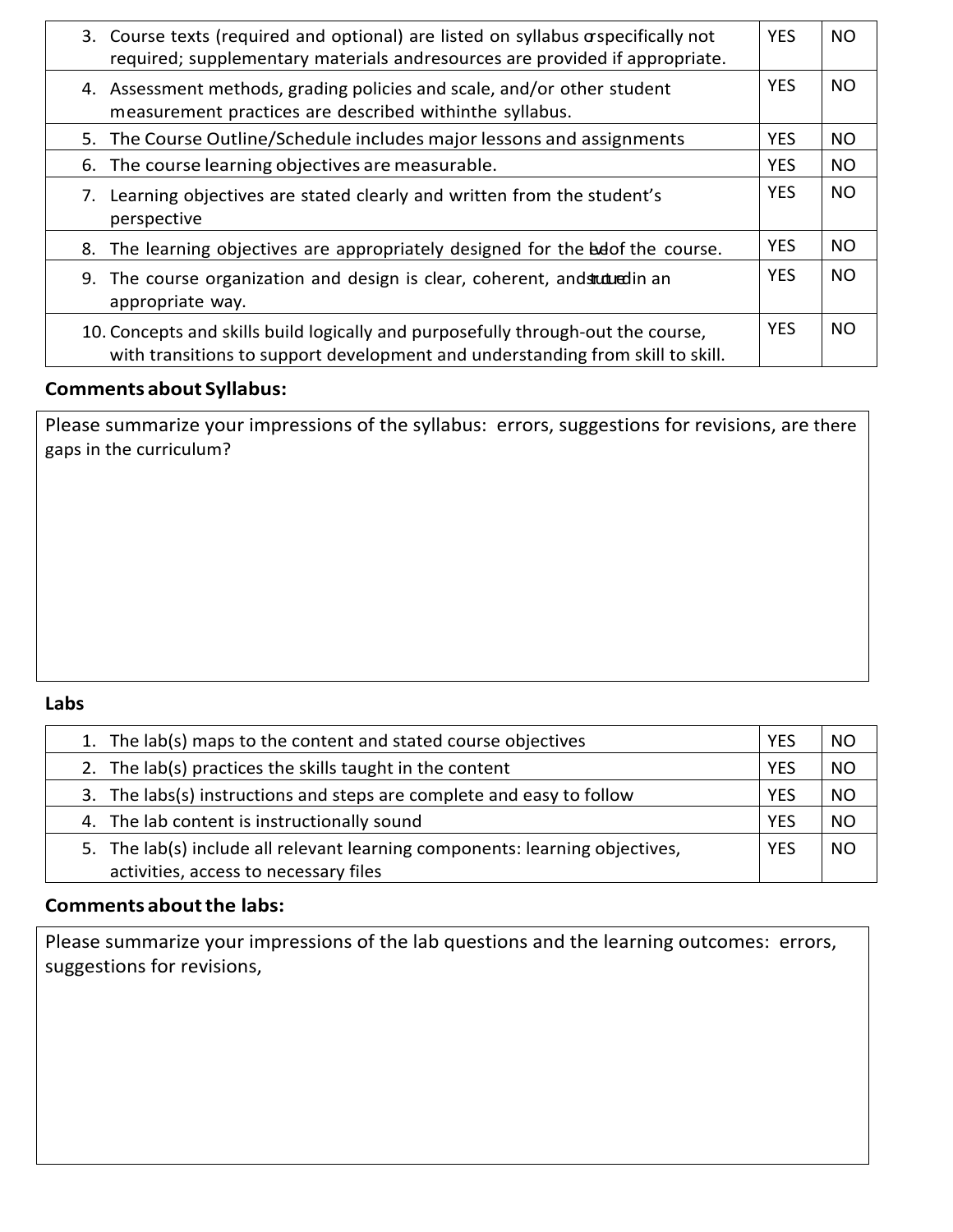| | | |
|---|---|---|
| 3. Course texts (required and optional) are listed on syllabus or specifically not required; supplementary materials and resources are provided if appropriate. | YES | NO |
| 4. Assessment methods, grading policies and scale, and/or other student measurement practices are described within the syllabus. | YES | NO |
| 5. The Course Outline/Schedule includes major lessons and assignments | YES | NO |
| 6. The course learning objectives are measurable. | YES | NO |
| 7. Learning objectives are stated clearly and written from the student's perspective | YES | NO |
| 8. The learning objectives are appropriately designed for the level of the course. | YES | NO |
| 9. The course organization and design is clear, coherent, and structured in an appropriate way. | YES | NO |
| 10. Concepts and skills build logically and purposefully through-out the course, with transitions to support development and understanding from skill to skill. | YES | NO |

**Comments about Syllabus:**

| Please summarize your impressions of the syllabus: errors, suggestions for revisions, are there gaps in the curriculum? |
|---|

**Labs**

| | | |
|---|---|---|
| 1. The lab(s) maps to the content and stated course objectives | YES | NO |
| 2. The lab(s) practices the skills taught in the content | YES | NO |
| 3. The labs(s) instructions and steps are complete and easy to follow | YES | NO |
| 4. The lab content is instructionally sound | YES | NO |
| 5. The lab(s) include all relevant learning components: learning objectives, activities, access to necessary files | YES | NO |

**Comments about the labs:**

| Please summarize your impressions of the lab questions and the learning outcomes: errors, suggestions for revisions, |
|---|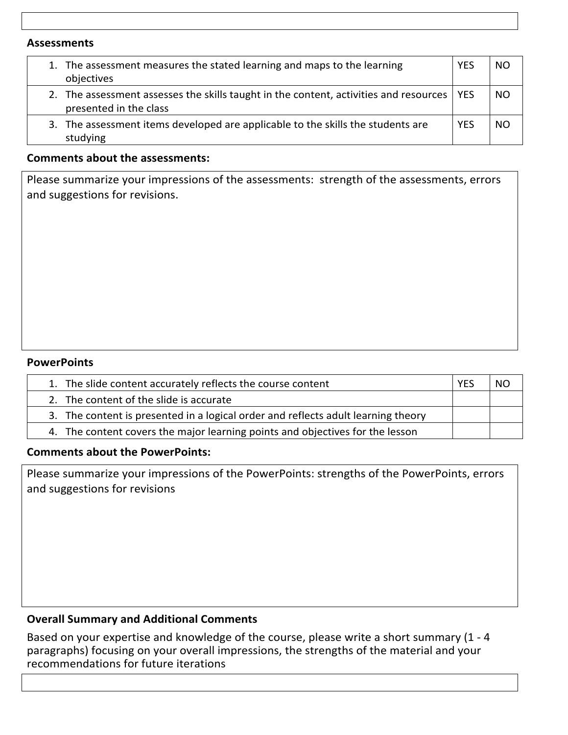## Assessments

| | | |
|---|---|---|
| 1. The assessment measures the stated learning and maps to the learning objectives | YES | NO |
| 2. The assessment assesses the skills taught in the content, activities and resources presented in the class | YES | NO |
| 3. The assessment items developed are applicable to the skills the students are studying | YES | NO |

**Comments about the assessments:**

Please summarize your impressions of the assessments: strength of the assessments, errors and suggestions for revisions.

## PowerPoints

| | | |
|---|---|---|
| 1. The slide content accurately reflects the course content | YES | NO |
| 2. The content of the slide is accurate | | |
| 3. The content is presented in a logical order and reflects adult learning theory | | |
| 4. The content covers the major learning points and objectives for the lesson | | |

**Comments about the PowerPoints:**

Please summarize your impressions of the PowerPoints: strengths of the PowerPoints, errors and suggestions for revisions

## Overall Summary and Additional Comments

Based on your expertise and knowledge of the course, please write a short summary (1 - 4 paragraphs) focusing on your overall impressions, the strengths of the material and your recommendations for future iterations